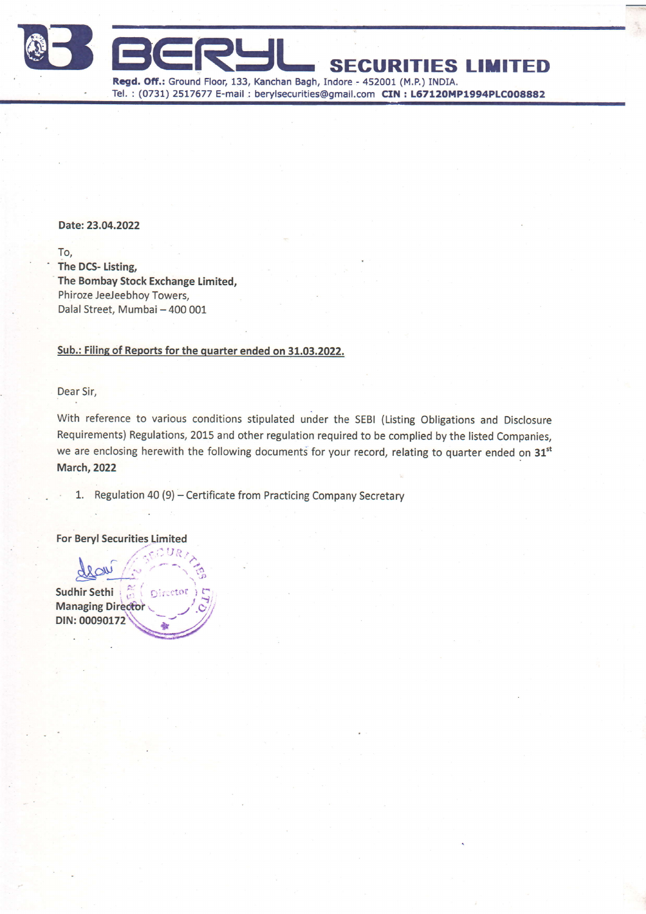# BERYL SECURITIES LIMITED

**Regd. Off.:** Ground Floor, 133, Kanchan Bagh, Indore - 452001 (M.P.) INDIA.
Tel. : (0731) 2517677 E-mail : berylsecurities@gmail.com **CIN : L67120MP1994PLC008882**

**Date: 23.04.2022**

To,
**The DCS- Listing,**
**The Bombay Stock Exchange Limited,**
Phiroze JeeJeebhoy Towers,
Dalal Street, Mumbai – 400 001

**Sub.: Filing of Reports for the quarter ended on 31.03.2022.**

Dear Sir,

With reference to various conditions stipulated under the SEBI (Listing Obligations and Disclosure Requirements) Regulations, 2015 and other regulation required to be complied by the listed Companies, we are enclosing herewith the following documents for your record, relating to quarter ended on **31st March, 2022**

1. Regulation 40 (9) – Certificate from Practicing Company Secretary

**For Beryl Securities Limited**

**Sudhir Sethi**
**Managing Director**
**DIN: 00090172**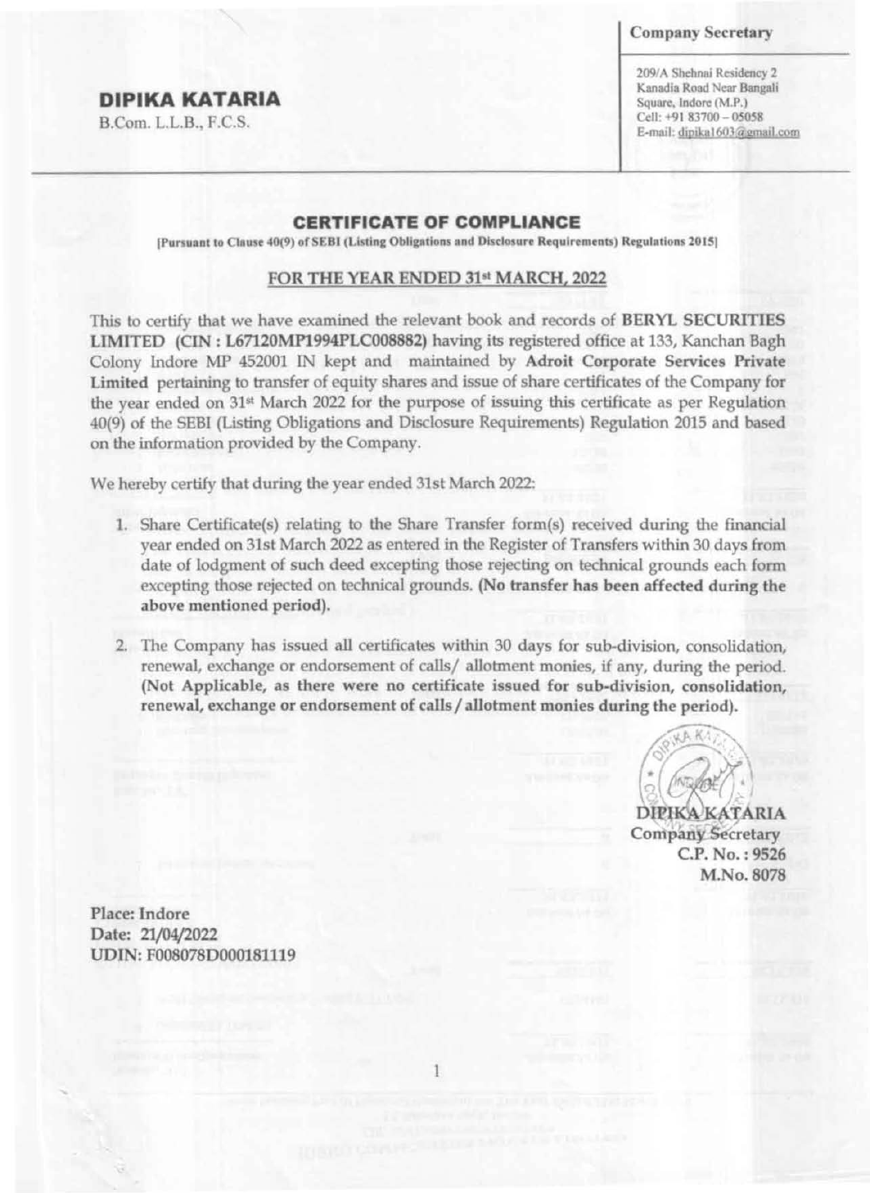# DIPIKA KATARIA

B.Com. L.L.B., F.C.S.

**Company Secretary**

209/A Shehnai Residency 2
Kanadia Road Near Bangali
Square, Indore (M.P.)
Cell: +91 83700 – 05058
E-mail: dipika1603@gmail.com

## CERTIFICATE OF COMPLIANCE

[Pursuant to Clause 40(9) of SEBI (Listing Obligations and Disclosure Requirements) Regulations 2015]

FOR THE YEAR ENDED 31st MARCH, 2022

This to certify that we have examined the relevant book and records of **BERYL SECURITIES LIMITED (CIN : L67120MP1994PLC008882)** having its registered office at 133, Kanchan Bagh Colony Indore MP 452001 IN kept and maintained by **Adroit Corporate Services Private Limited** pertaining to transfer of equity shares and issue of share certificates of the Company for the year ended on 31st March 2022 for the purpose of issuing this certificate as per Regulation 40(9) of the SEBI (Listing Obligations and Disclosure Requirements) Regulation 2015 and based on the information provided by the Company.

We hereby certify that during the year ended 31st March 2022:

1. Share Certificate(s) relating to the Share Transfer form(s) received during the financial year ended on 31st March 2022 as entered in the Register of Transfers within 30 days from date of lodgment of such deed excepting those rejecting on technical grounds each form excepting those rejected on technical grounds. **(No transfer has been affected during the above mentioned period).**
2. The Company has issued all certificates within 30 days for sub-division, consolidation, renewal, exchange or endorsement of calls/ allotment monies, if any, during the period. **(Not Applicable, as there were no certificate issued for sub-division, consolidation, renewal, exchange or endorsement of calls / allotment monies during the period).**

**DIPIKA KATARIA**
**Company Secretary**
**C.P. No.: 9526**
**M.No. 8078**

**Place: Indore**
**Date: 21/04/2022**
**UDIN: F008078D000181119**